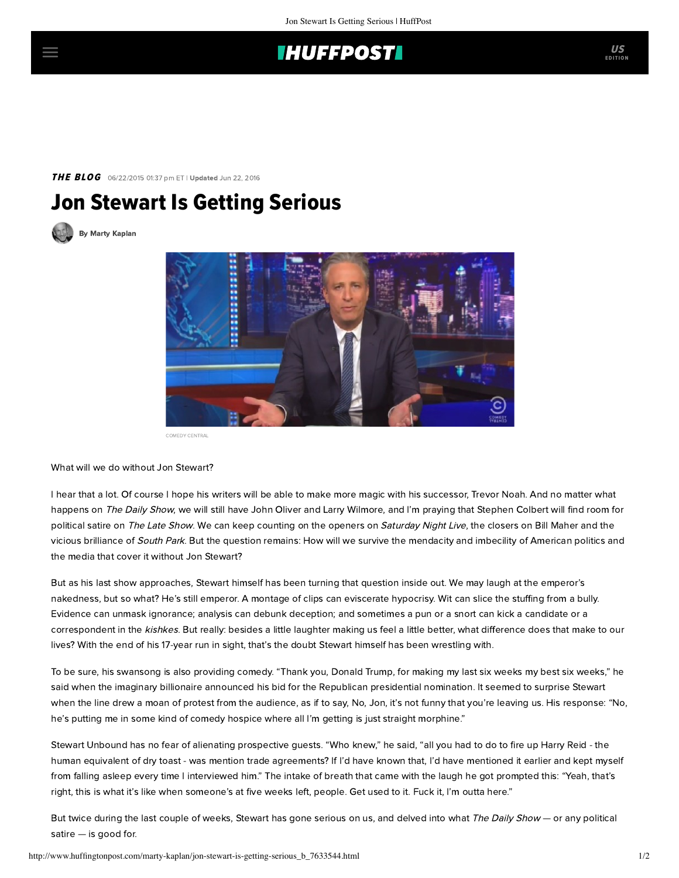**THE BLOG** 06/22/2015 01:37 pm ET | **Updated** Jun 22, 2016

# Jon Stewart Is Getting Serious

By Marty Kaplan

COMEDY CENTRAL

What will we do without Jon Stewart?

I hear that a lot. Of course I hope his writers will be able to make more magic with his successor, Trevor Noah. And no matter what happens on *The Daily Show*, we will still have John Oliver and Larry Wilmore, and I'm praying that Stephen Colbert will find room for political satire on *The Late Show*. We can keep counting on the openers on *Saturday Night Live*, the closers on Bill Maher and the vicious brilliance of *South Park*. But the question remains: How will we survive the mendacity and imbecility of American politics and the media that cover it without Jon Stewart?

But as his last show approaches, Stewart himself has been turning that question inside out. We may laugh at the emperor's nakedness, but so what? He's still emperor. A montage of clips can eviscerate hypocrisy. Wit can slice the stuffing from a bully. Evidence can unmask ignorance; analysis can debunk deception; and sometimes a pun or a snort can kick a candidate or a correspondent in the *kishkes*. But really: besides a little laughter making us feel a little better, what difference does that make to our lives? With the end of his 17-year run in sight, that's the doubt Stewart himself has been wrestling with.

To be sure, his swansong is also providing comedy. "Thank you, Donald Trump, for making my last six weeks my best six weeks," he said when the imaginary billionaire announced his bid for the Republican presidential nomination. It seemed to surprise Stewart when the line drew a moan of protest from the audience, as if to say, No, Jon, it's not funny that you're leaving us. His response: "No, he's putting me in some kind of comedy hospice where all I'm getting is just straight morphine."

Stewart Unbound has no fear of alienating prospective guests. "Who knew," he said, "all you had to do to fire up Harry Reid - the human equivalent of dry toast - was mention trade agreements? If I'd have known that, I'd have mentioned it earlier and kept myself from falling asleep every time I interviewed him." The intake of breath that came with the laugh he got prompted this: "Yeah, that's right, this is what it's like when someone's at five weeks left, people. Get used to it. Fuck it, I'm outta here."

But twice during the last couple of weeks, Stewart has gone serious on us, and delved into what *The Daily Show* — or any political satire — is good for.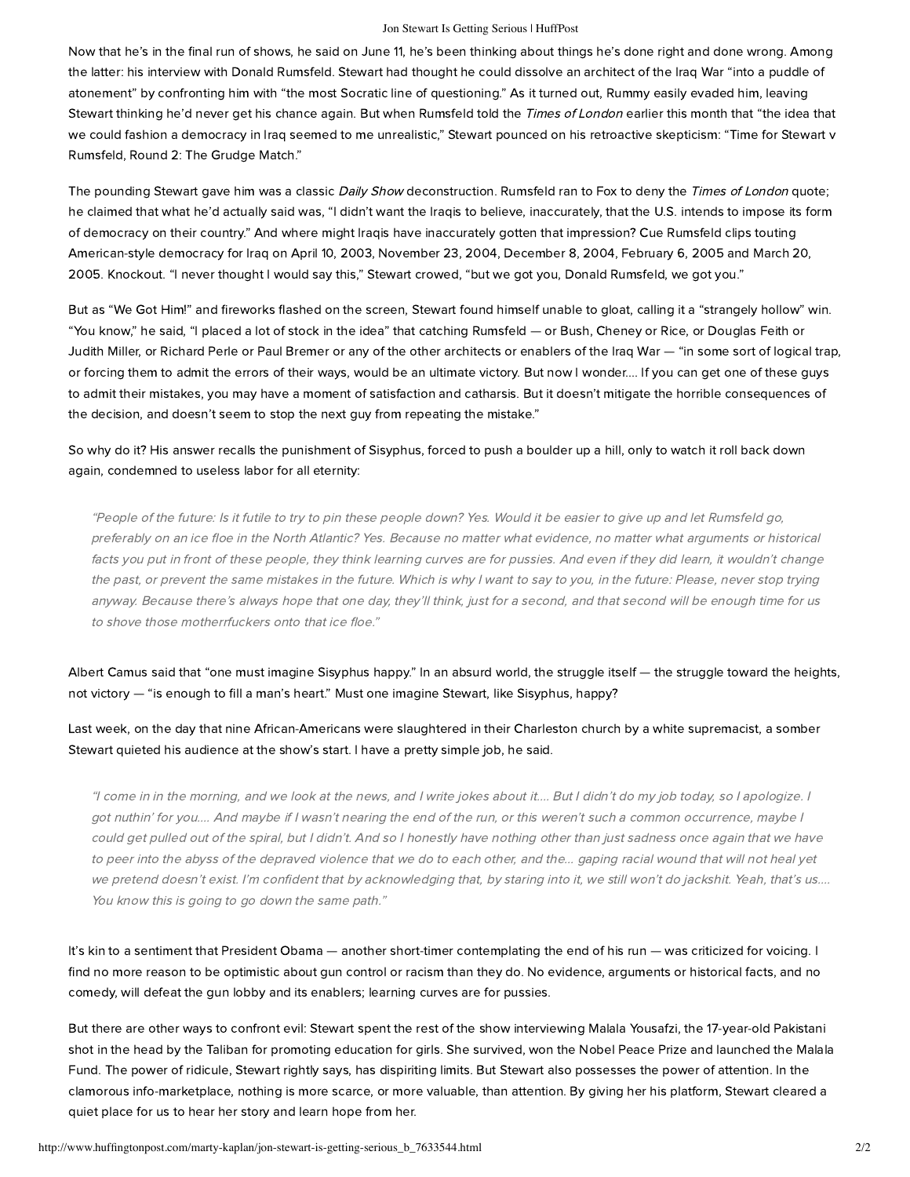Now that he's in the final run of shows, he said on June 11, he's been thinking about things he's done right and done wrong. Among the latter: his interview with Donald Rumsfeld. Stewart had thought he could dissolve an architect of the Iraq War "into a puddle of atonement" by confronting him with "the most Socratic line of questioning." As it turned out, Rummy easily evaded him, leaving Stewart thinking he'd never get his chance again. But when Rumsfeld told the *Times of London* earlier this month that "the idea that we could fashion a democracy in Iraq seemed to me unrealistic," Stewart pounced on his retroactive skepticism: "Time for Stewart v Rumsfeld, Round 2: The Grudge Match."

The pounding Stewart gave him was a classic *Daily Show* deconstruction. Rumsfeld ran to Fox to deny the *Times of London* quote; he claimed that what he'd actually said was, "I didn't want the Iraqis to believe, inaccurately, that the U.S. intends to impose its form of democracy on their country." And where might Iraqis have inaccurately gotten that impression? Cue Rumsfeld clips touting American-style democracy for Iraq on April 10, 2003, November 23, 2004, December 8, 2004, February 6, 2005 and March 20, 2005. Knockout. "I never thought I would say this," Stewart crowed, "but we got you, Donald Rumsfeld, we got you."

But as "We Got Him!" and fireworks flashed on the screen, Stewart found himself unable to gloat, calling it a "strangely hollow" win. "You know," he said, "I placed a lot of stock in the idea" that catching Rumsfeld — or Bush, Cheney or Rice, or Douglas Feith or Judith Miller, or Richard Perle or Paul Bremer or any of the other architects or enablers of the Iraq War — "in some sort of logical trap, or forcing them to admit the errors of their ways, would be an ultimate victory. But now I wonder.... If you can get one of these guys to admit their mistakes, you may have a moment of satisfaction and catharsis. But it doesn't mitigate the horrible consequences of the decision, and doesn't seem to stop the next guy from repeating the mistake."

So why do it? His answer recalls the punishment of Sisyphus, forced to push a boulder up a hill, only to watch it roll back down again, condemned to useless labor for all eternity:

> *"People of the future: Is it futile to try to pin these people down? Yes. Would it be easier to give up and let Rumsfeld go, preferably on an ice floe in the North Atlantic? Yes. Because no matter what evidence, no matter what arguments or historical facts you put in front of these people, they think learning curves are for pussies. And even if they did learn, it wouldn't change the past, or prevent the same mistakes in the future. Which is why I want to say to you, in the future: Please, never stop trying anyway. Because there's always hope that one day, they'll think, just for a second, and that second will be enough time for us to shove those motherrfuckers onto that ice floe."*

Albert Camus said that "one must imagine Sisyphus happy." In an absurd world, the struggle itself — the struggle toward the heights, not victory — "is enough to fill a man's heart." Must one imagine Stewart, like Sisyphus, happy?

Last week, on the day that nine African-Americans were slaughtered in their Charleston church by a white supremacist, a somber Stewart quieted his audience at the show's start. I have a pretty simple job, he said.

> *"I come in in the morning, and we look at the news, and I write jokes about it.... But I didn't do my job today, so I apologize. I got nuthin' for you.... And maybe if I wasn't nearing the end of the run, or this weren't such a common occurrence, maybe I could get pulled out of the spiral, but I didn't. And so I honestly have nothing other than just sadness once again that we have to peer into the abyss of the depraved violence that we do to each other, and the... gaping racial wound that will not heal yet we pretend doesn't exist. I'm confident that by acknowledging that, by staring into it, we still won't do jackshit. Yeah, that's us.... You know this is going to go down the same path."*

It's kin to a sentiment that President Obama — another short-timer contemplating the end of his run — was criticized for voicing. I find no more reason to be optimistic about gun control or racism than they do. No evidence, arguments or historical facts, and no comedy, will defeat the gun lobby and its enablers; learning curves are for pussies.

But there are other ways to confront evil: Stewart spent the rest of the show interviewing Malala Yousafzi, the 17-year-old Pakistani shot in the head by the Taliban for promoting education for girls. She survived, won the Nobel Peace Prize and launched the Malala Fund. The power of ridicule, Stewart rightly says, has dispiriting limits. But Stewart also possesses the power of attention. In the clamorous info-marketplace, nothing is more scarce, or more valuable, than attention. By giving her his platform, Stewart cleared a quiet place for us to hear her story and learn hope from her.